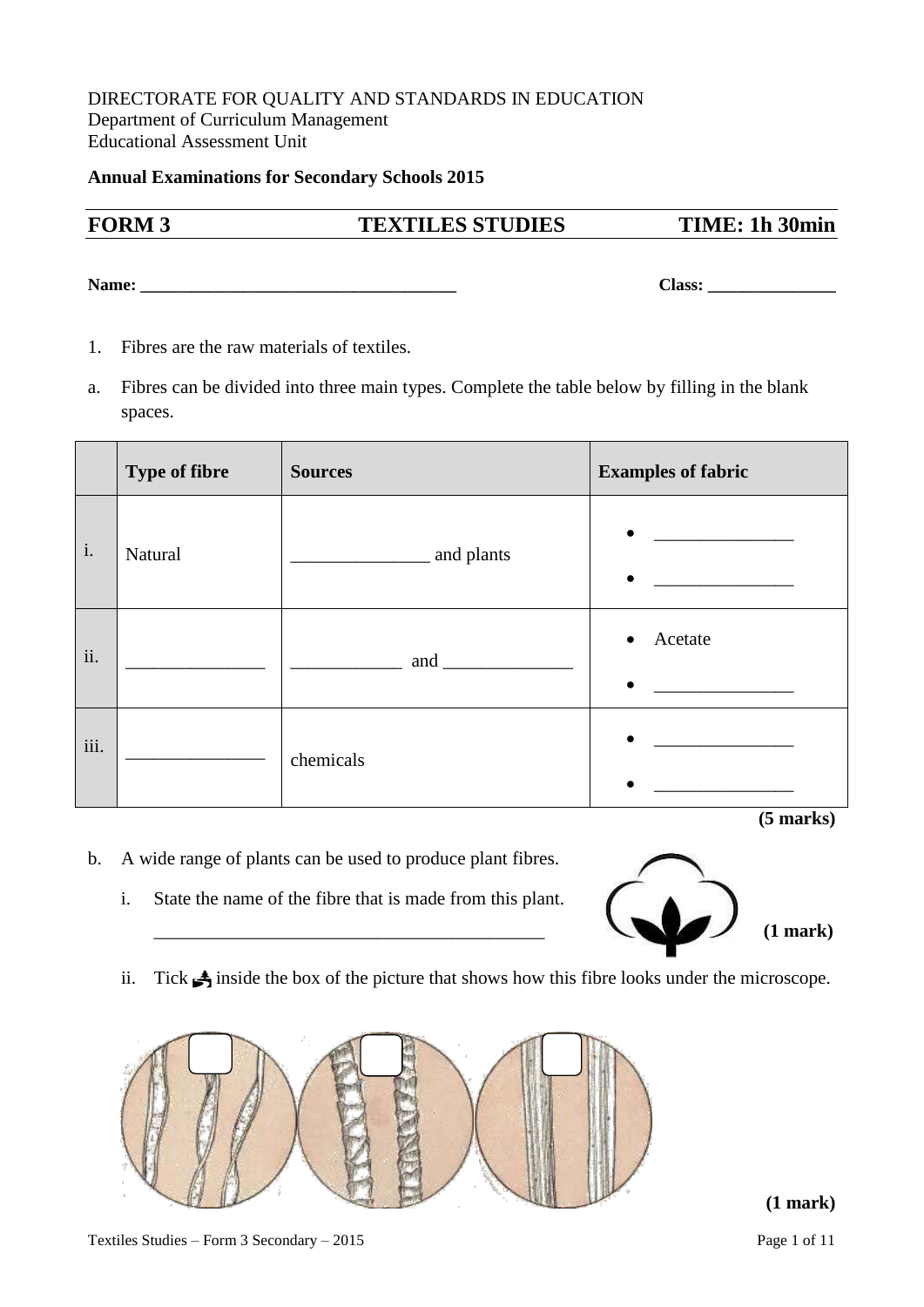DIRECTORATE FOR QUALITY AND STANDARDS IN EDUCATION
Department of Curriculum Management
Educational Assessment Unit

**Annual Examinations for Secondary Schools 2015**

**FORM 3 TEXTILES STUDIES TIME: 1h 30min**

**Name:** _____________________________________ **Class:** _______________

1. Fibres are the raw materials of textiles.

a. Fibres can be divided into three main types. Complete the table below by filling in the blank spaces.

| | Type of fibre | Sources | Examples of fabric |
|---|---|---|---|
| i. | Natural | _______________ and plants | • _______________ <br> • _______________ |
| ii. | _______________ | ____________ and ______________ | • Acetate <br> • _______________ |
| iii. | _______________ | chemicals | • _______________ <br> • _______________ |

**(5 marks)**

b. A wide range of plants can be used to produce plant fibres.

i. State the name of the fibre that is made from this plant.

_____________________________________________ **(1 mark)**

ii. Tick inside the box of the picture that shows how this fibre looks under the microscope.

☐ ☐ ☐

**(1 mark)**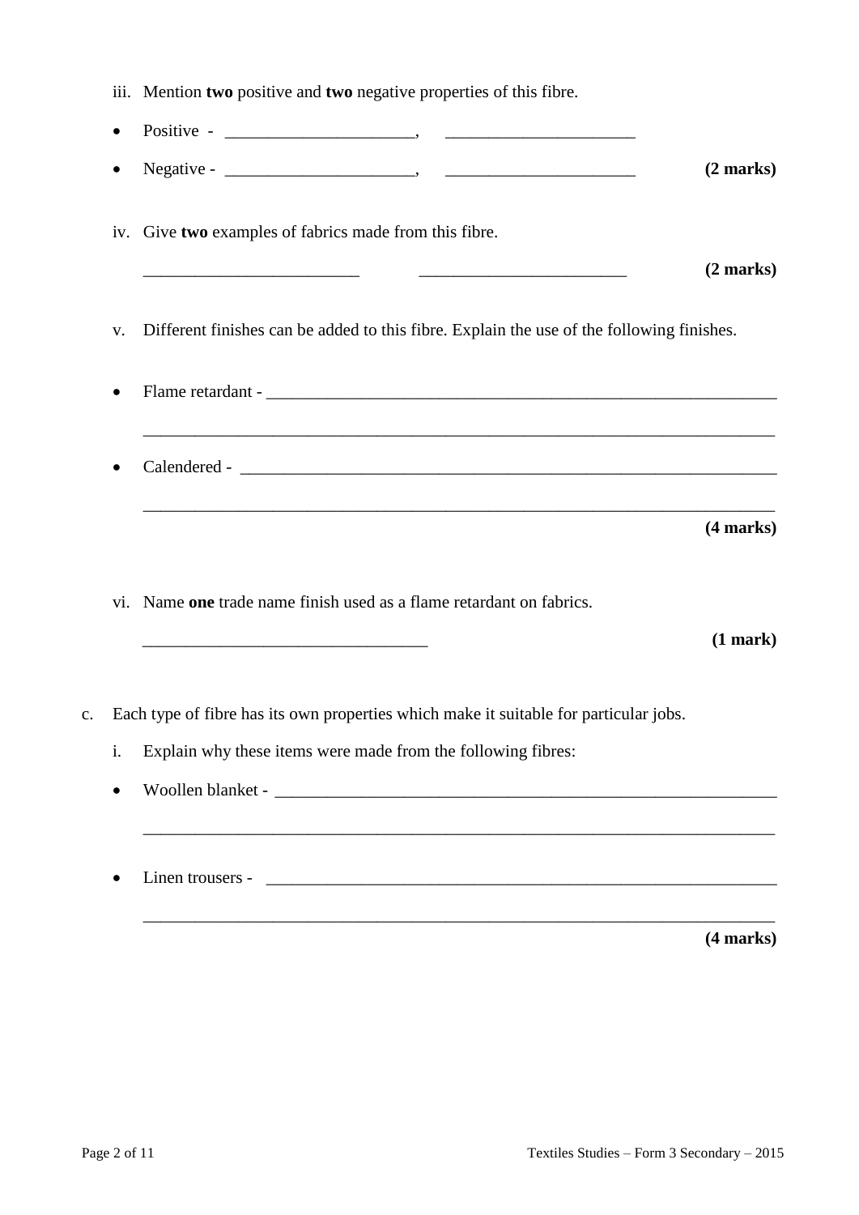iii. Mention **two** positive and **two** negative properties of this fibre.

- Positive - ______________________, ______________________
- Negative - ______________________, ______________________ **(2 marks)**

iv. Give **two** examples of fabrics made from this fibre.

_________________________ _________________________ **(2 marks)**

v. Different finishes can be added to this fibre. Explain the use of the following finishes.

- Flame retardant - ____________________________________________________________

  ______________________________________________________________________________

- Calendered - ________________________________________________________________

  ______________________________________________________________________________

**(4 marks)**

vi. Name **one** trade name finish used as a flame retardant on fabrics.

_________________________________ **(1 mark)**

c. Each type of fibre has its own properties which make it suitable for particular jobs.

i. Explain why these items were made from the following fibres:

- Woollen blanket - ___________________________________________________________

  ______________________________________________________________________________

- Linen trousers - ____________________________________________________________

  ______________________________________________________________________________

**(4 marks)**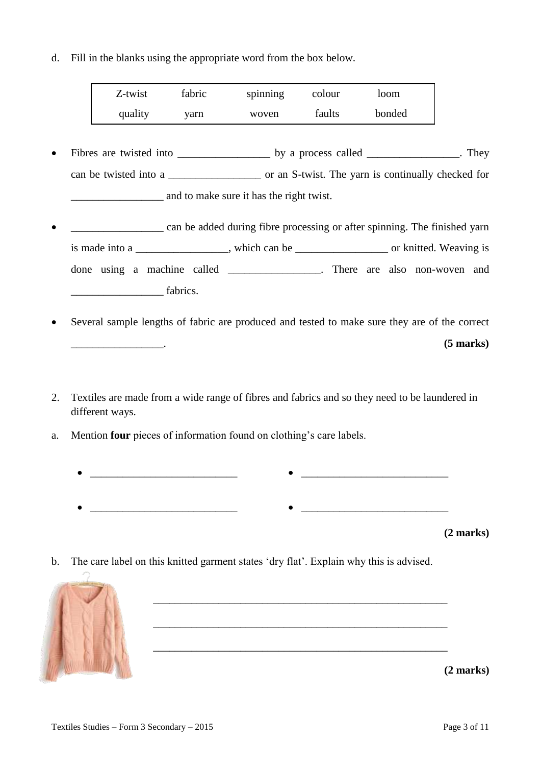d. Fill in the blanks using the appropriate word from the box below.

| Z-twist | fabric | spinning | colour | loom |
|---|---|---|---|---|
| quality | yarn | woven | faults | bonded |

- Fibres are twisted into _________________ by a process called _________________. They can be twisted into a _________________ or an S-twist. The yarn is continually checked for _________________ and to make sure it has the right twist.

- _________________ can be added during fibre processing or after spinning. The finished yarn is made into a _________________, which can be _________________ or knitted. Weaving is done using a machine called _________________. There are also non-woven and _________________ fabrics.

- Several sample lengths of fabric are produced and tested to make sure they are of the correct _________________. **(5 marks)**

2. Textiles are made from a wide range of fibres and fabrics and so they need to be laundered in different ways.

a. Mention **four** pieces of information found on clothing's care labels.

- ___________________________
- ___________________________
- ___________________________
- ___________________________

**(2 marks)**

b. The care label on this knitted garment states 'dry flat'. Explain why this is advised.

_______________________________________________________

_______________________________________________________

_______________________________________________________

**(2 marks)**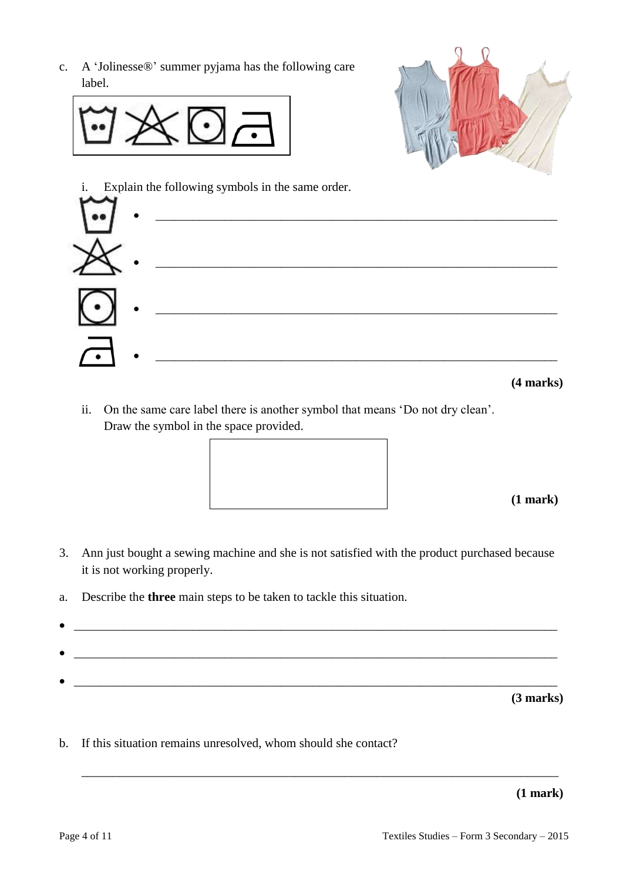c. A 'Jolinesse®' summer pyjama has the following care label.

i. Explain the following symbols in the same order.

- \_\_\_\_\_\_\_\_\_\_\_\_\_\_\_\_\_\_\_\_\_\_\_\_\_\_\_\_\_\_\_\_\_\_\_\_\_\_\_\_\_\_\_\_\_\_\_\_\_\_\_\_
- \_\_\_\_\_\_\_\_\_\_\_\_\_\_\_\_\_\_\_\_\_\_\_\_\_\_\_\_\_\_\_\_\_\_\_\_\_\_\_\_\_\_\_\_\_\_\_\_\_\_\_\_
- \_\_\_\_\_\_\_\_\_\_\_\_\_\_\_\_\_\_\_\_\_\_\_\_\_\_\_\_\_\_\_\_\_\_\_\_\_\_\_\_\_\_\_\_\_\_\_\_\_\_\_\_
- \_\_\_\_\_\_\_\_\_\_\_\_\_\_\_\_\_\_\_\_\_\_\_\_\_\_\_\_\_\_\_\_\_\_\_\_\_\_\_\_\_\_\_\_\_\_\_\_\_\_\_\_

**(4 marks)**

ii. On the same care label there is another symbol that means 'Do not dry clean'. Draw the symbol in the space provided.

**(1 mark)**

3. Ann just bought a sewing machine and she is not satisfied with the product purchased because it is not working properly.

a. Describe the **three** main steps to be taken to tackle this situation.

- \_\_\_\_\_\_\_\_\_\_\_\_\_\_\_\_\_\_\_\_\_\_\_\_\_\_\_\_\_\_\_\_\_\_\_\_\_\_\_\_\_\_\_\_\_\_\_\_\_\_\_\_
- \_\_\_\_\_\_\_\_\_\_\_\_\_\_\_\_\_\_\_\_\_\_\_\_\_\_\_\_\_\_\_\_\_\_\_\_\_\_\_\_\_\_\_\_\_\_\_\_\_\_\_\_
- \_\_\_\_\_\_\_\_\_\_\_\_\_\_\_\_\_\_\_\_\_\_\_\_\_\_\_\_\_\_\_\_\_\_\_\_\_\_\_\_\_\_\_\_\_\_\_\_\_\_\_\_

**(3 marks)**

b. If this situation remains unresolved, whom should she contact?

\_\_\_\_\_\_\_\_\_\_\_\_\_\_\_\_\_\_\_\_\_\_\_\_\_\_\_\_\_\_\_\_\_\_\_\_\_\_\_\_\_\_\_\_\_\_\_\_\_\_\_\_

**(1 mark)**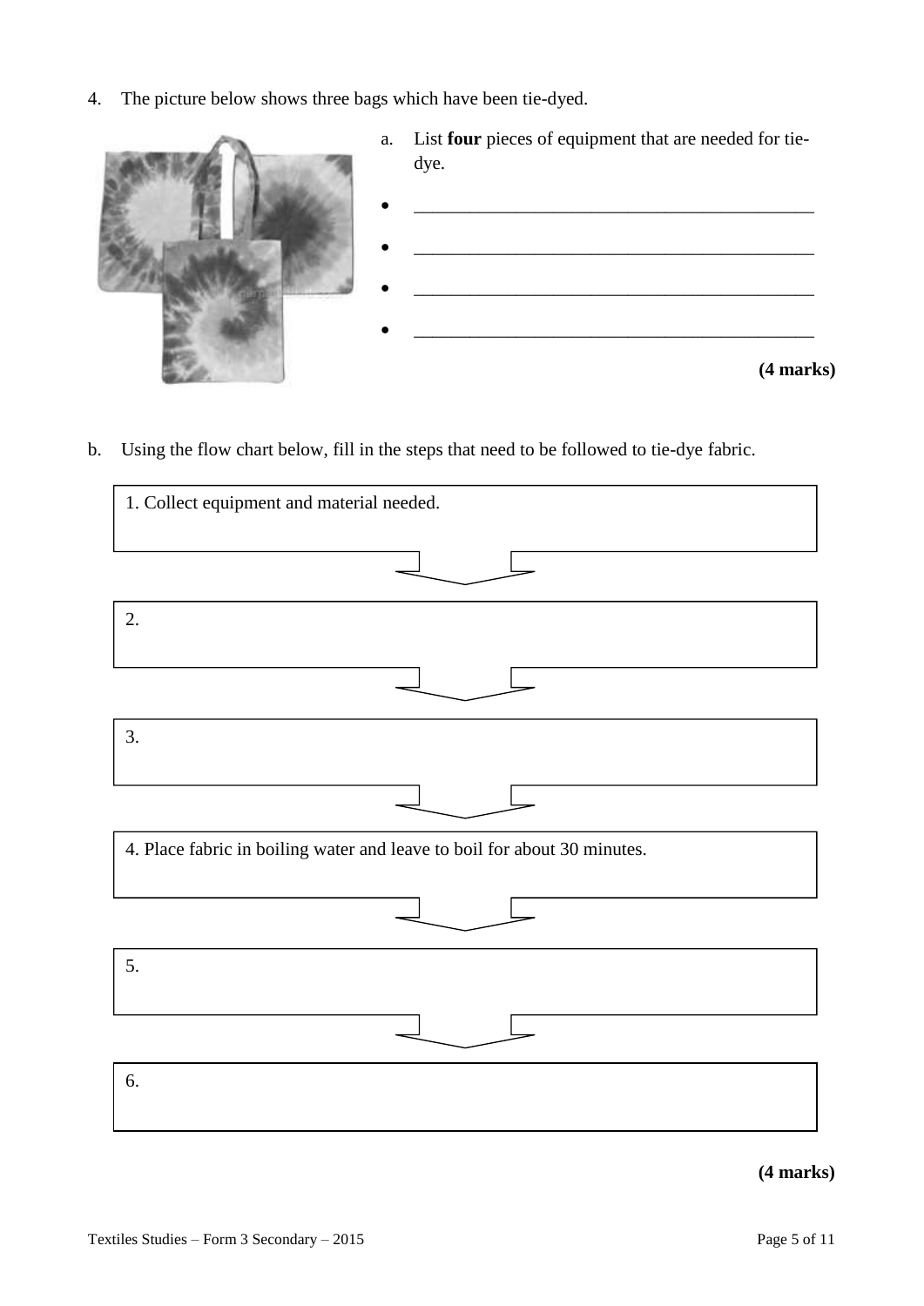4. The picture below shows three bags which have been tie-dyed.

a. List **four** pieces of equipment that are needed for tie-dye.

- \_\_\_\_\_\_\_\_\_\_\_\_\_\_\_\_\_\_\_\_\_\_\_\_\_\_\_\_\_\_\_\_\_\_\_\_\_\_\_\_
- \_\_\_\_\_\_\_\_\_\_\_\_\_\_\_\_\_\_\_\_\_\_\_\_\_\_\_\_\_\_\_\_\_\_\_\_\_\_\_\_
- \_\_\_\_\_\_\_\_\_\_\_\_\_\_\_\_\_\_\_\_\_\_\_\_\_\_\_\_\_\_\_\_\_\_\_\_\_\_\_\_
- \_\_\_\_\_\_\_\_\_\_\_\_\_\_\_\_\_\_\_\_\_\_\_\_\_\_\_\_\_\_\_\_\_\_\_\_\_\_\_\_

**(4 marks)**

b. Using the flow chart below, fill in the steps that need to be followed to tie-dye fabric.

| 1. Collect equipment and material needed. |
|---|
| ↓ |
| 2. |
| ↓ |
| 3. |
| ↓ |
| 4. Place fabric in boiling water and leave to boil for about 30 minutes. |
| ↓ |
| 5. |
| ↓ |
| 6. |

**(4 marks)**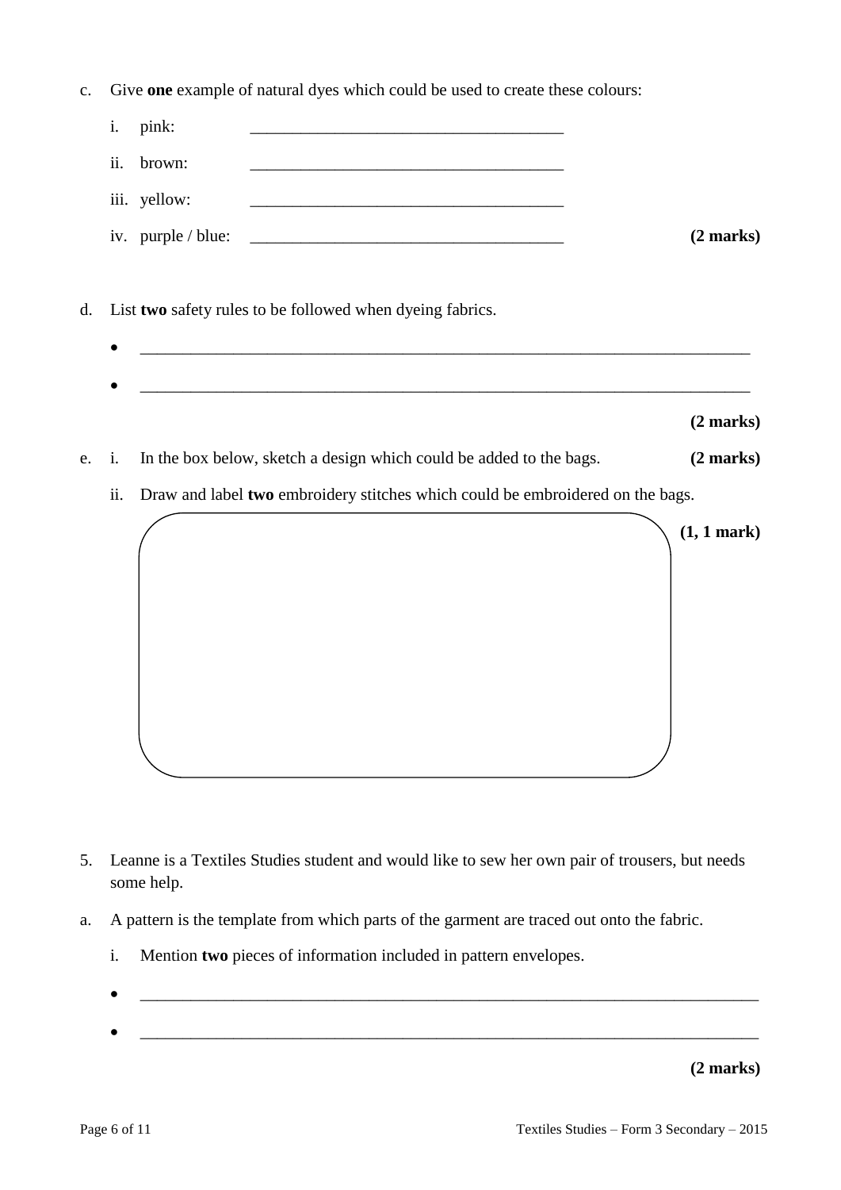c. Give **one** example of natural dyes which could be used to create these colours:

i. pink: ____________________________________

ii. brown: ____________________________________

iii. yellow: ____________________________________

iv. purple / blue: ____________________________________ **(2 marks)**

d. List **two** safety rules to be followed when dyeing fabrics.

- ______________________________________________________________________
- ______________________________________________________________________

**(2 marks)**

e. i. In the box below, sketch a design which could be added to the bags. **(2 marks)**

ii. Draw and label **two** embroidery stitches which could be embroidered on the bags.

**(1, 1 mark)**

5. Leanne is a Textiles Studies student and would like to sew her own pair of trousers, but needs some help.

a. A pattern is the template from which parts of the garment are traced out onto the fabric.

i. Mention **two** pieces of information included in pattern envelopes.

- ______________________________________________________________________
- ______________________________________________________________________

**(2 marks)**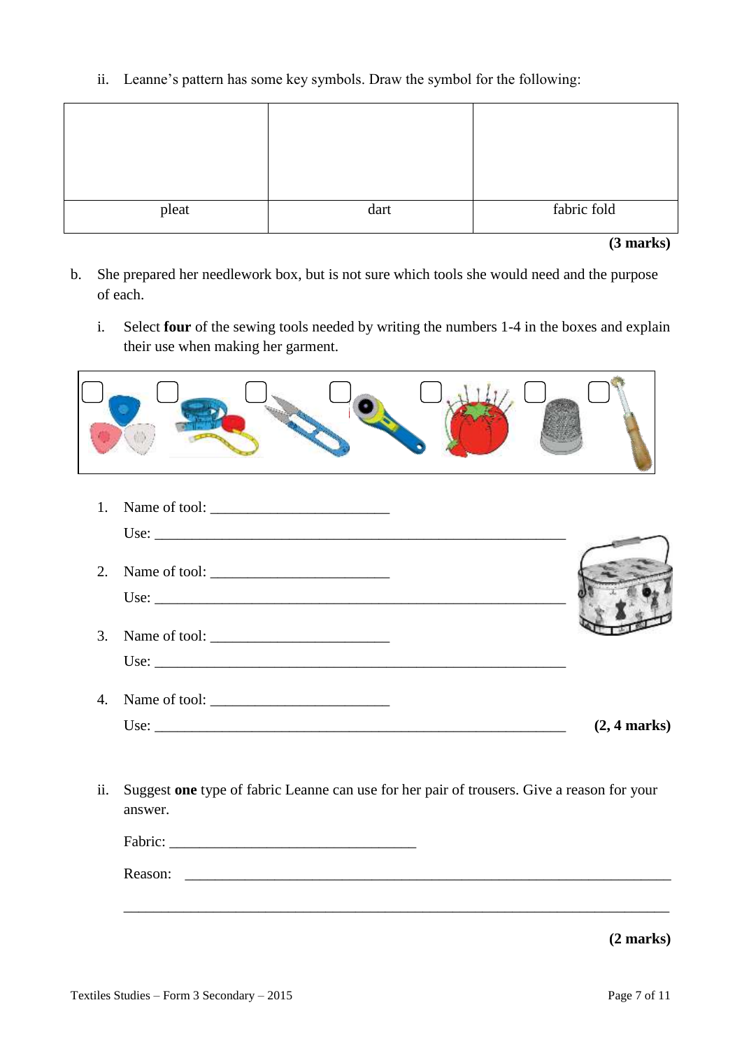ii. Leanne's pattern has some key symbols. Draw the symbol for the following:

| | | |
|---|---|---|
| | | |
| pleat | dart | fabric fold |

**(3 marks)**

b. She prepared her needlework box, but is not sure which tools she would need and the purpose of each.

i. Select **four** of the sewing tools needed by writing the numbers 1-4 in the boxes and explain their use when making her garment.

1. Name of tool: ________________________

   Use: ________________________________________________________

2. Name of tool: ________________________

   Use: ________________________________________________________

3. Name of tool: ________________________

   Use: ________________________________________________________

4. Name of tool: ________________________

   Use: ________________________________________________________ **(2, 4 marks)**

ii. Suggest **one** type of fabric Leanne can use for her pair of trousers. Give a reason for your answer.

Fabric: ________________________________

Reason: ________________________________________________________________

________________________________________________________________________

**(2 marks)**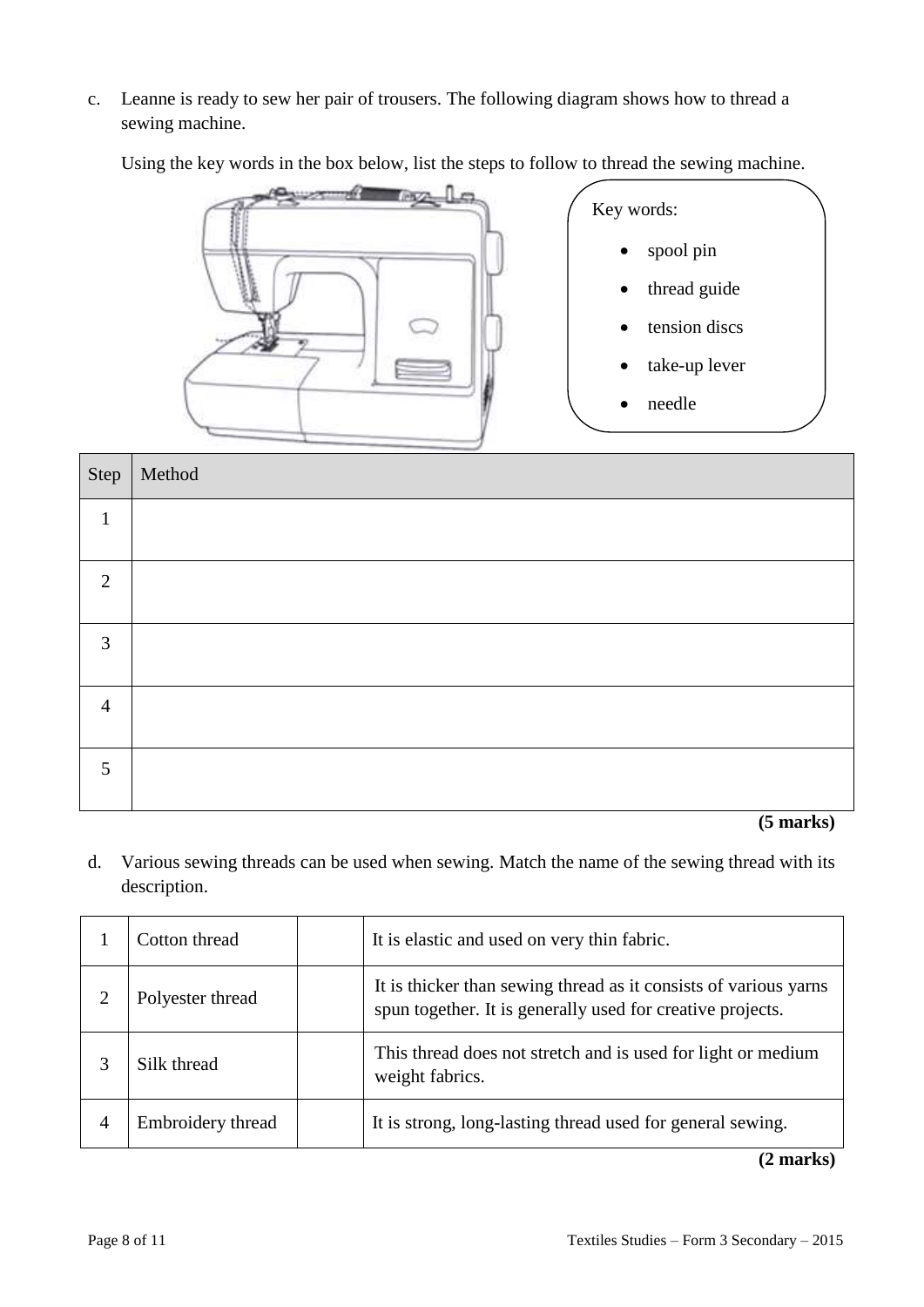c. Leanne is ready to sew her pair of trousers. The following diagram shows how to thread a sewing machine.

Using the key words in the box below, list the steps to follow to thread the sewing machine.

Key words:

- spool pin
- thread guide
- tension discs
- take-up lever
- needle

| Step | Method |
| --- | --- |
| 1 | |
| 2 | |
| 3 | |
| 4 | |
| 5 | |

**(5 marks)**

d. Various sewing threads can be used when sewing. Match the name of the sewing thread with its description.

| 1 | Cotton thread | | It is elastic and used on very thin fabric. |
| --- | --- | --- | --- |
| 2 | Polyester thread | | It is thicker than sewing thread as it consists of various yarns spun together. It is generally used for creative projects. |
| 3 | Silk thread | | This thread does not stretch and is used for light or medium weight fabrics. |
| 4 | Embroidery thread | | It is strong, long-lasting thread used for general sewing. |

**(2 marks)**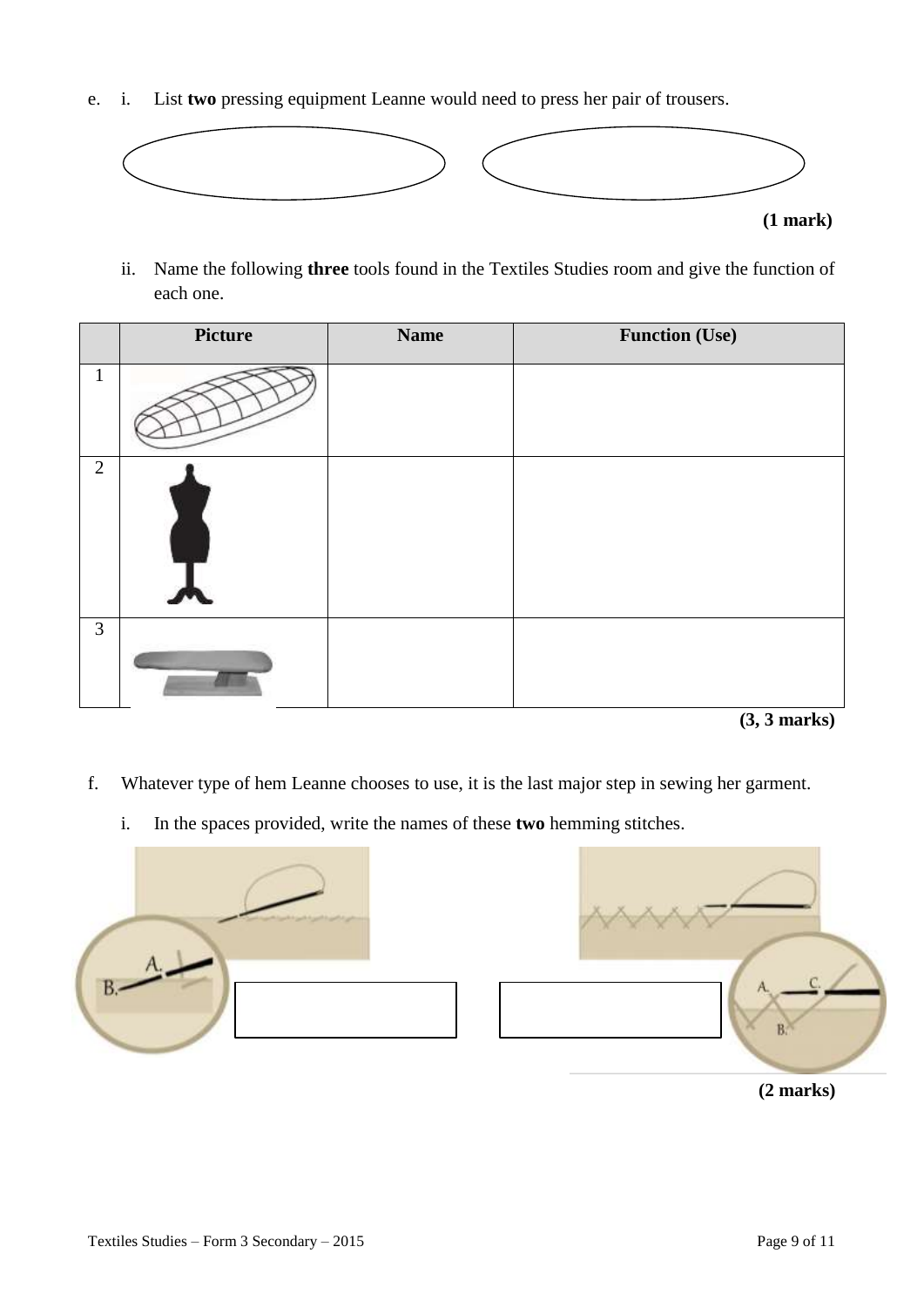e. i. List **two** pressing equipment Leanne would need to press her pair of trousers.

**(1 mark)**

ii. Name the following **three** tools found in the Textiles Studies room and give the function of each one.

| | Picture | Name | Function (Use) |
|---|---|---|---|
| 1 | | | |
| 2 | | | |
| 3 | | | |

**(3, 3 marks)**

f. Whatever type of hem Leanne chooses to use, it is the last major step in sewing her garment.

i. In the spaces provided, write the names of these **two** hemming stitches.

A. B. | A. C. B.

**(2 marks)**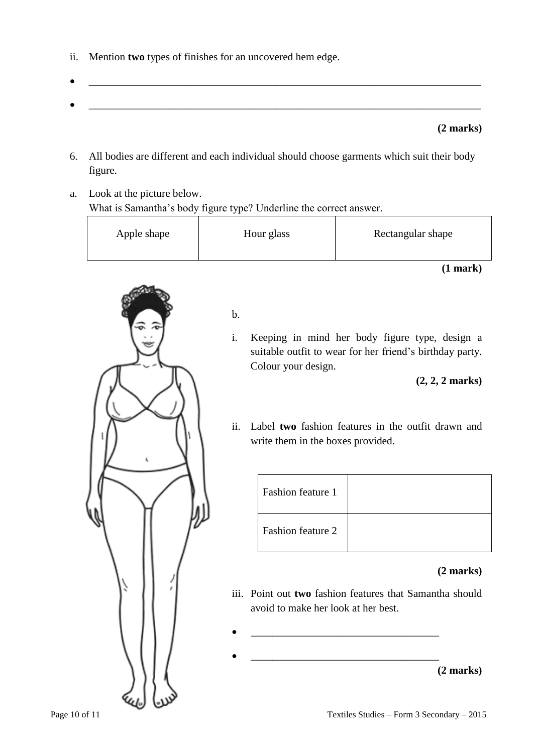ii. Mention **two** types of finishes for an uncovered hem edge.

- \_\_\_\_\_\_\_\_\_\_\_\_\_\_\_\_\_\_\_\_\_\_\_\_\_\_\_\_\_\_\_\_\_\_\_\_\_\_\_\_\_\_\_\_\_\_\_\_\_\_\_\_\_\_\_\_\_\_\_\_
- \_\_\_\_\_\_\_\_\_\_\_\_\_\_\_\_\_\_\_\_\_\_\_\_\_\_\_\_\_\_\_\_\_\_\_\_\_\_\_\_\_\_\_\_\_\_\_\_\_\_\_\_\_\_\_\_\_\_\_\_

**(2 marks)**

6. All bodies are different and each individual should choose garments which suit their body figure.

a. Look at the picture below.
What is Samantha's body figure type? Underline the correct answer.

| Apple shape | Hour glass | Rectangular shape |
|---|---|---|

**(1 mark)**

b.

i. Keeping in mind her body figure type, design a suitable outfit to wear for her friend's birthday party. Colour your design.

**(2, 2, 2 marks)**

ii. Label **two** fashion features in the outfit drawn and write them in the boxes provided.

| Fashion feature 1 | |
|---|---|
| Fashion feature 2 | |

**(2 marks)**

iii. Point out **two** fashion features that Samantha should avoid to make her look at her best.

- \_\_\_\_\_\_\_\_\_\_\_\_\_\_\_\_\_\_\_\_\_\_\_\_\_\_\_\_\_\_\_\_\_\_
- \_\_\_\_\_\_\_\_\_\_\_\_\_\_\_\_\_\_\_\_\_\_\_\_\_\_\_\_\_\_\_\_\_\_

**(2 marks)**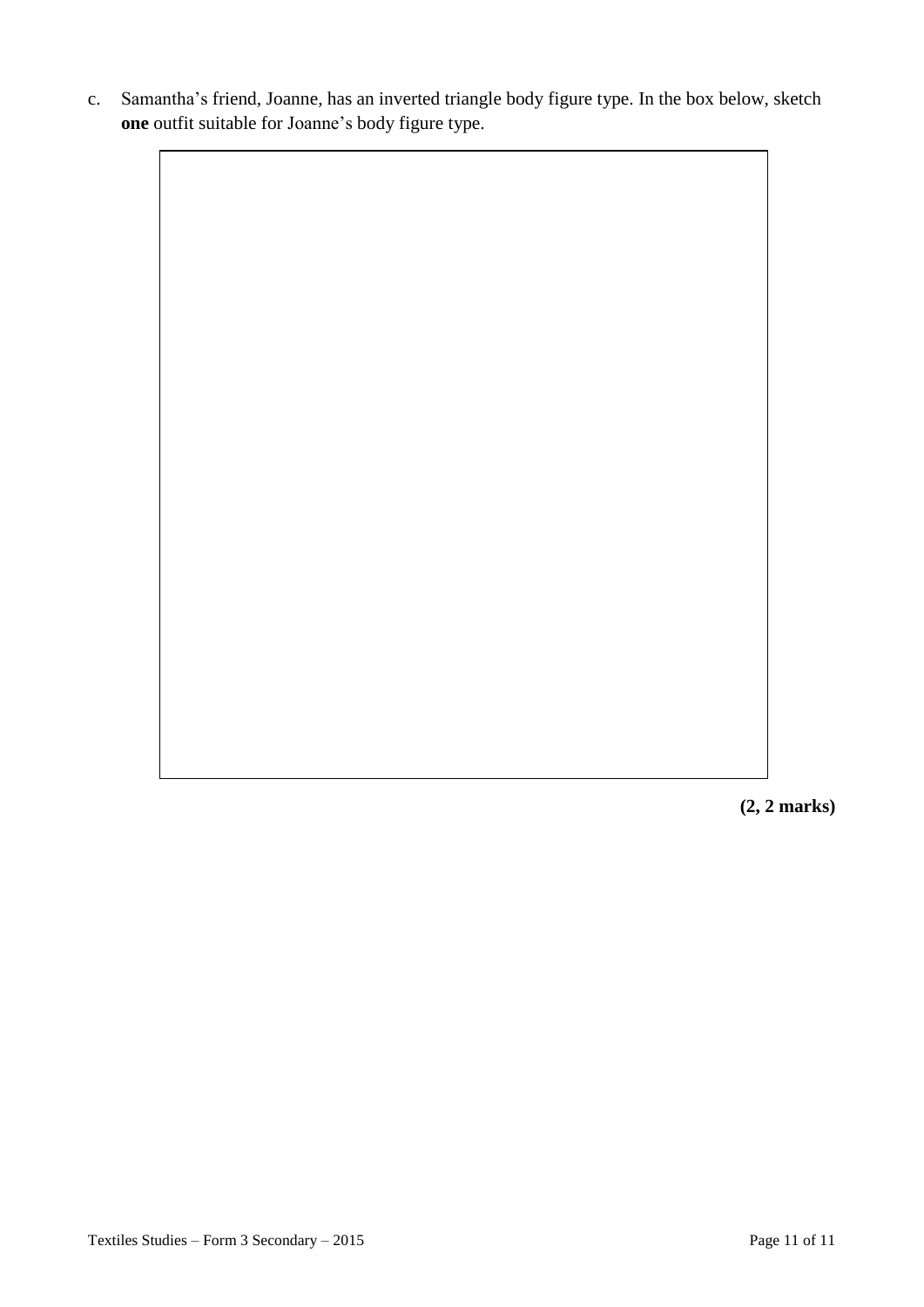c. Samantha's friend, Joanne, has an inverted triangle body figure type. In the box below, sketch **one** outfit suitable for Joanne's body figure type.

**(2, 2 marks)**